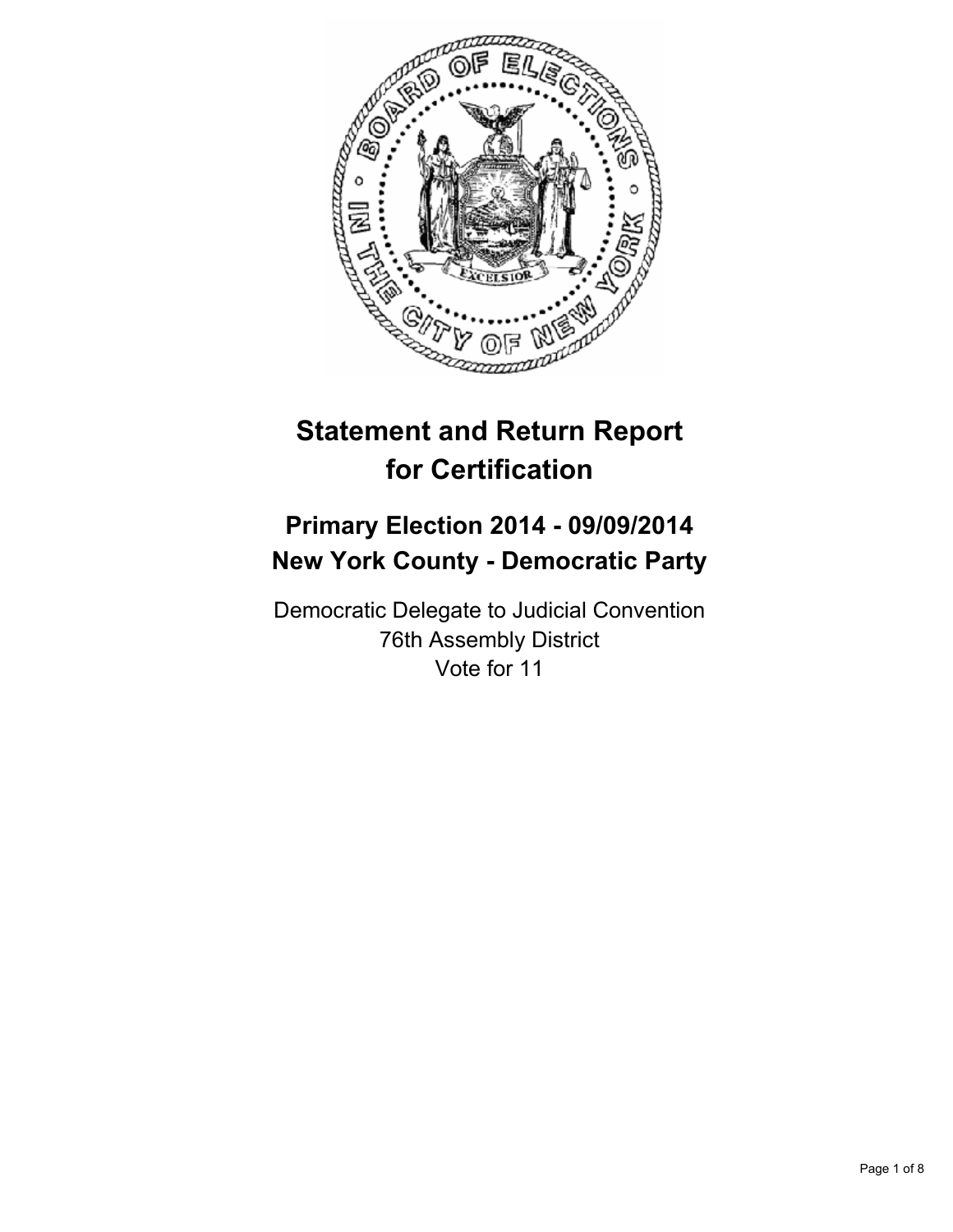# Statement and Return Report for Certification

## Primary Election 2014 - 09/09/2014
## New York County - Democratic Party

Democratic Delegate to Judicial Convention
76th Assembly District
Vote for 11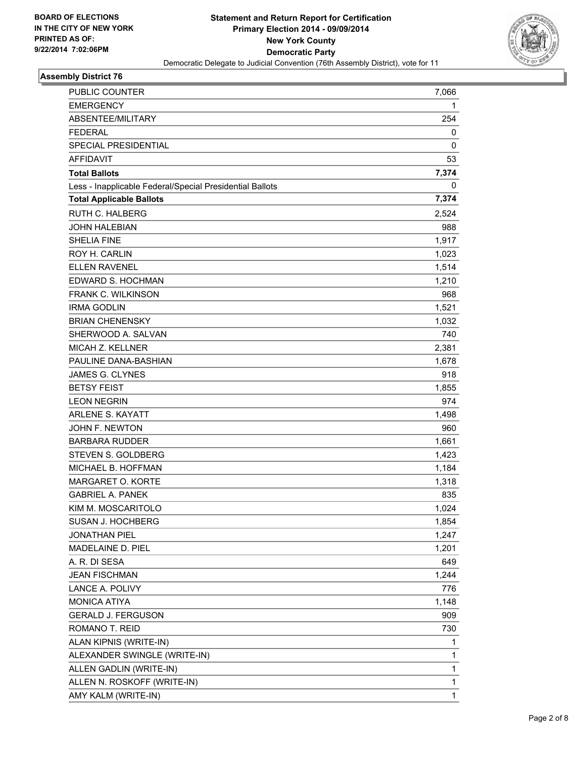BOARD OF ELECTIONS
IN THE CITY OF NEW YORK
PRINTED AS OF:
9/22/2014 7:02:06PM

**Statement and Return Report for Certification**
**Primary Election 2014 - 09/09/2014**
**New York County**
**Democratic Party**
Democratic Delegate to Judicial Convention (76th Assembly District), vote for 11

## Assembly District 76

| | |
|---|---|
| PUBLIC COUNTER | 7,066 |
| EMERGENCY | 1 |
| ABSENTEE/MILITARY | 254 |
| FEDERAL | 0 |
| SPECIAL PRESIDENTIAL | 0 |
| AFFIDAVIT | 53 |
| **Total Ballots** | **7,374** |
| Less - Inapplicable Federal/Special Presidential Ballots | 0 |
| **Total Applicable Ballots** | **7,374** |
| RUTH C. HALBERG | 2,524 |
| JOHN HALEBIAN | 988 |
| SHELIA FINE | 1,917 |
| ROY H. CARLIN | 1,023 |
| ELLEN RAVENEL | 1,514 |
| EDWARD S. HOCHMAN | 1,210 |
| FRANK C. WILKINSON | 968 |
| IRMA GODLIN | 1,521 |
| BRIAN CHENENSKY | 1,032 |
| SHERWOOD A. SALVAN | 740 |
| MICAH Z. KELLNER | 2,381 |
| PAULINE DANA-BASHIAN | 1,678 |
| JAMES G. CLYNES | 918 |
| BETSY FEIST | 1,855 |
| LEON NEGRIN | 974 |
| ARLENE S. KAYATT | 1,498 |
| JOHN F. NEWTON | 960 |
| BARBARA RUDDER | 1,661 |
| STEVEN S. GOLDBERG | 1,423 |
| MICHAEL B. HOFFMAN | 1,184 |
| MARGARET O. KORTE | 1,318 |
| GABRIEL A. PANEK | 835 |
| KIM M. MOSCARITOLO | 1,024 |
| SUSAN J. HOCHBERG | 1,854 |
| JONATHAN PIEL | 1,247 |
| MADELAINE D. PIEL | 1,201 |
| A. R. DI SESA | 649 |
| JEAN FISCHMAN | 1,244 |
| LANCE A. POLIVY | 776 |
| MONICA ATIYA | 1,148 |
| GERALD J. FERGUSON | 909 |
| ROMANO T. REID | 730 |
| ALAN KIPNIS (WRITE-IN) | 1 |
| ALEXANDER SWINGLE (WRITE-IN) | 1 |
| ALLEN GADLIN (WRITE-IN) | 1 |
| ALLEN N. ROSKOFF (WRITE-IN) | 1 |
| AMY KALM (WRITE-IN) | 1 |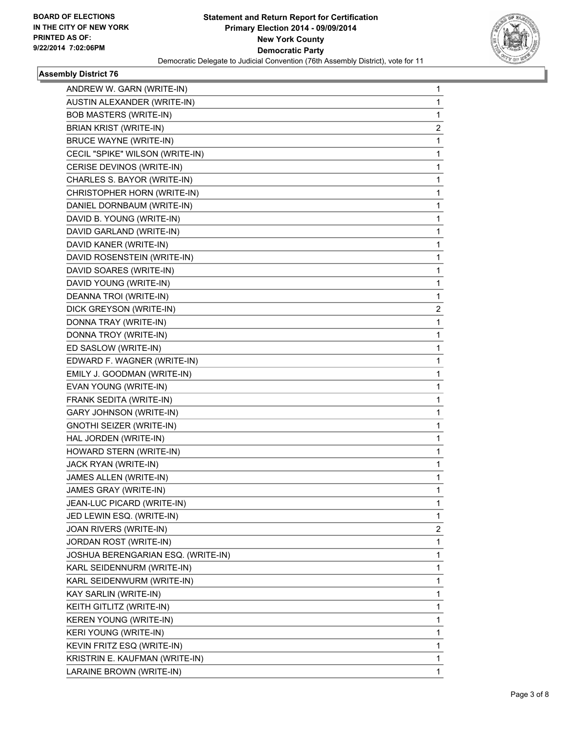BOARD OF ELECTIONS
IN THE CITY OF NEW YORK
PRINTED AS OF:
9/22/2014 7:02:06PM

**Statement and Return Report for Certification**
**Primary Election 2014 - 09/09/2014**
**New York County**
**Democratic Party**
Democratic Delegate to Judicial Convention (76th Assembly District), vote for 11

### Assembly District 76

| Candidate | Votes |
|---|---|
| ANDREW W. GARN (WRITE-IN) | 1 |
| AUSTIN ALEXANDER (WRITE-IN) | 1 |
| BOB MASTERS (WRITE-IN) | 1 |
| BRIAN KRIST (WRITE-IN) | 2 |
| BRUCE WAYNE (WRITE-IN) | 1 |
| CECIL "SPIKE" WILSON (WRITE-IN) | 1 |
| CERISE DEVINOS (WRITE-IN) | 1 |
| CHARLES S. BAYOR (WRITE-IN) | 1 |
| CHRISTOPHER HORN (WRITE-IN) | 1 |
| DANIEL DORNBAUM (WRITE-IN) | 1 |
| DAVID B. YOUNG (WRITE-IN) | 1 |
| DAVID GARLAND (WRITE-IN) | 1 |
| DAVID KANER (WRITE-IN) | 1 |
| DAVID ROSENSTEIN (WRITE-IN) | 1 |
| DAVID SOARES (WRITE-IN) | 1 |
| DAVID YOUNG (WRITE-IN) | 1 |
| DEANNA TROI (WRITE-IN) | 1 |
| DICK GREYSON (WRITE-IN) | 2 |
| DONNA TRAY (WRITE-IN) | 1 |
| DONNA TROY (WRITE-IN) | 1 |
| ED SASLOW (WRITE-IN) | 1 |
| EDWARD F. WAGNER (WRITE-IN) | 1 |
| EMILY J. GOODMAN (WRITE-IN) | 1 |
| EVAN YOUNG (WRITE-IN) | 1 |
| FRANK SEDITA (WRITE-IN) | 1 |
| GARY JOHNSON (WRITE-IN) | 1 |
| GNOTHI SEIZER (WRITE-IN) | 1 |
| HAL JORDEN (WRITE-IN) | 1 |
| HOWARD STERN (WRITE-IN) | 1 |
| JACK RYAN (WRITE-IN) | 1 |
| JAMES ALLEN (WRITE-IN) | 1 |
| JAMES GRAY (WRITE-IN) | 1 |
| JEAN-LUC PICARD (WRITE-IN) | 1 |
| JED LEWIN ESQ. (WRITE-IN) | 1 |
| JOAN RIVERS (WRITE-IN) | 2 |
| JORDAN ROST (WRITE-IN) | 1 |
| JOSHUA BERENGARIAN ESQ. (WRITE-IN) | 1 |
| KARL SEIDENNURM (WRITE-IN) | 1 |
| KARL SEIDENWURM (WRITE-IN) | 1 |
| KAY SARLIN (WRITE-IN) | 1 |
| KEITH GITLITZ (WRITE-IN) | 1 |
| KEREN YOUNG (WRITE-IN) | 1 |
| KERI YOUNG (WRITE-IN) | 1 |
| KEVIN FRITZ ESQ (WRITE-IN) | 1 |
| KRISTRIN E. KAUFMAN (WRITE-IN) | 1 |
| LARAINE BROWN (WRITE-IN) | 1 |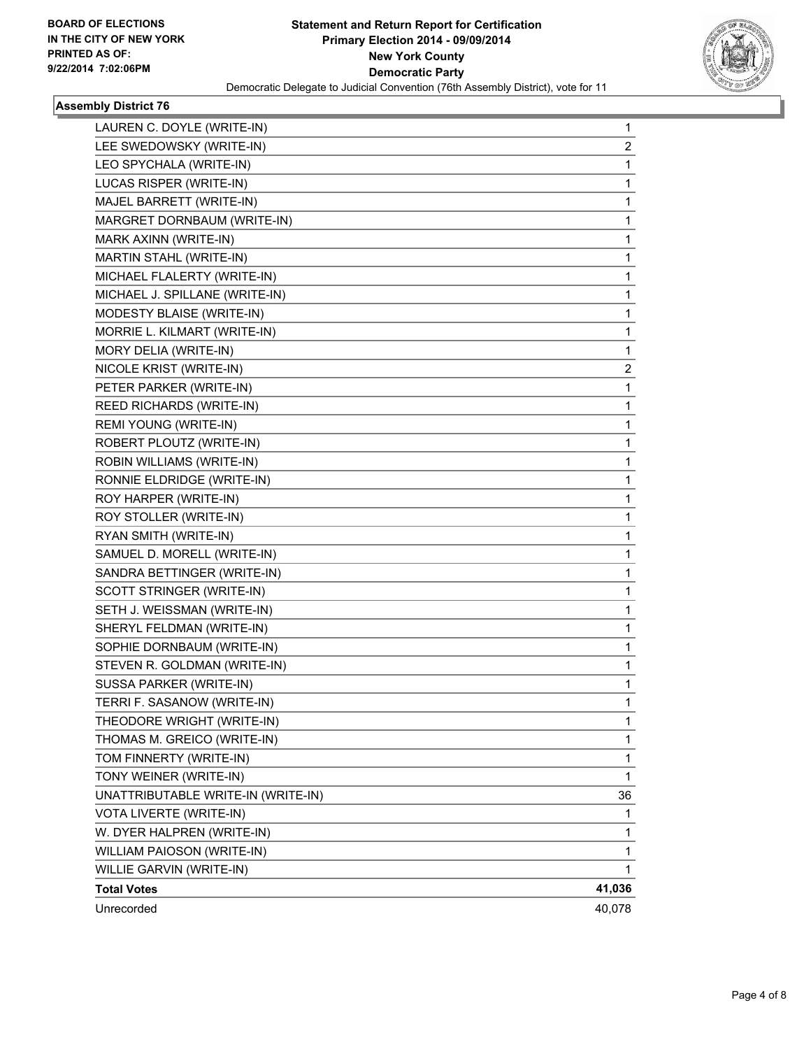**BOARD OF ELECTIONS**
**IN THE CITY OF NEW YORK**
**PRINTED AS OF:**
**9/22/2014 7:02:06PM**

**Statement and Return Report for Certification**
**Primary Election 2014 - 09/09/2014**
**New York County**
**Democratic Party**
Democratic Delegate to Judicial Convention (76th Assembly District), vote for 11

### Assembly District 76

| | |
|---|---|
| LAUREN C. DOYLE (WRITE-IN) | 1 |
| LEE SWEDOWSKY (WRITE-IN) | 2 |
| LEO SPYCHALA (WRITE-IN) | 1 |
| LUCAS RISPER (WRITE-IN) | 1 |
| MAJEL BARRETT (WRITE-IN) | 1 |
| MARGRET DORNBAUM (WRITE-IN) | 1 |
| MARK AXINN (WRITE-IN) | 1 |
| MARTIN STAHL (WRITE-IN) | 1 |
| MICHAEL FLALERTY (WRITE-IN) | 1 |
| MICHAEL J. SPILLANE (WRITE-IN) | 1 |
| MODESTY BLAISE (WRITE-IN) | 1 |
| MORRIE L. KILMART (WRITE-IN) | 1 |
| MORY DELIA (WRITE-IN) | 1 |
| NICOLE KRIST (WRITE-IN) | 2 |
| PETER PARKER (WRITE-IN) | 1 |
| REED RICHARDS (WRITE-IN) | 1 |
| REMI YOUNG (WRITE-IN) | 1 |
| ROBERT PLOUTZ (WRITE-IN) | 1 |
| ROBIN WILLIAMS (WRITE-IN) | 1 |
| RONNIE ELDRIDGE (WRITE-IN) | 1 |
| ROY HARPER (WRITE-IN) | 1 |
| ROY STOLLER (WRITE-IN) | 1 |
| RYAN SMITH (WRITE-IN) | 1 |
| SAMUEL D. MORELL (WRITE-IN) | 1 |
| SANDRA BETTINGER (WRITE-IN) | 1 |
| SCOTT STRINGER (WRITE-IN) | 1 |
| SETH J. WEISSMAN (WRITE-IN) | 1 |
| SHERYL FELDMAN (WRITE-IN) | 1 |
| SOPHIE DORNBAUM (WRITE-IN) | 1 |
| STEVEN R. GOLDMAN (WRITE-IN) | 1 |
| SUSSA PARKER (WRITE-IN) | 1 |
| TERRI F. SASANOW (WRITE-IN) | 1 |
| THEODORE WRIGHT (WRITE-IN) | 1 |
| THOMAS M. GREICO (WRITE-IN) | 1 |
| TOM FINNERTY (WRITE-IN) | 1 |
| TONY WEINER (WRITE-IN) | 1 |
| UNATTRIBUTABLE WRITE-IN (WRITE-IN) | 36 |
| VOTA LIVERTE (WRITE-IN) | 1 |
| W. DYER HALPREN (WRITE-IN) | 1 |
| WILLIAM PAIOSON (WRITE-IN) | 1 |
| WILLIE GARVIN (WRITE-IN) | 1 |
| **Total Votes** | **41,036** |
| Unrecorded | 40,078 |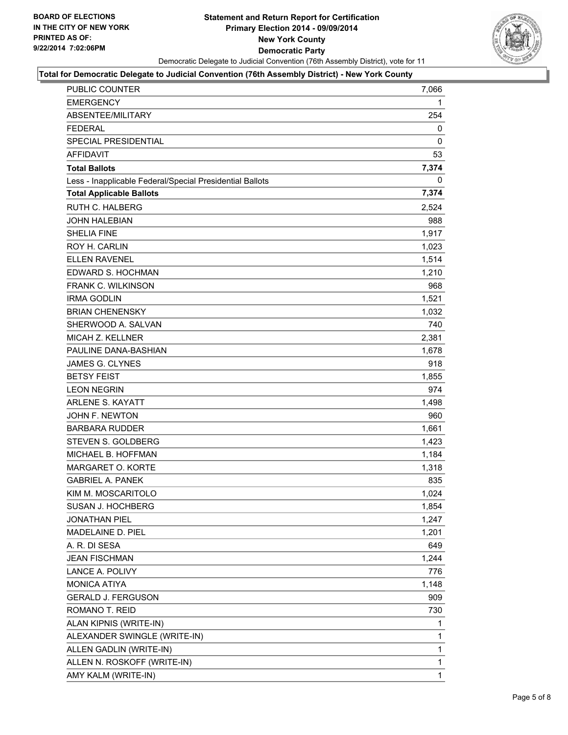**BOARD OF ELECTIONS IN THE CITY OF NEW YORK PRINTED AS OF: 9/22/2014 7:02:06PM**

# Statement and Return Report for Certification
## Primary Election 2014 - 09/09/2014
## New York County
## Democratic Party

Democratic Delegate to Judicial Convention (76th Assembly District), vote for 11

**Total for Democratic Delegate to Judicial Convention (76th Assembly District) - New York County**

| | |
|---|---|
| PUBLIC COUNTER | 7,066 |
| EMERGENCY | 1 |
| ABSENTEE/MILITARY | 254 |
| FEDERAL | 0 |
| SPECIAL PRESIDENTIAL | 0 |
| AFFIDAVIT | 53 |
| **Total Ballots** | **7,374** |
| Less - Inapplicable Federal/Special Presidential Ballots | 0 |
| **Total Applicable Ballots** | **7,374** |
| RUTH C. HALBERG | 2,524 |
| JOHN HALEBIAN | 988 |
| SHELIA FINE | 1,917 |
| ROY H. CARLIN | 1,023 |
| ELLEN RAVENEL | 1,514 |
| EDWARD S. HOCHMAN | 1,210 |
| FRANK C. WILKINSON | 968 |
| IRMA GODLIN | 1,521 |
| BRIAN CHENENSKY | 1,032 |
| SHERWOOD A. SALVAN | 740 |
| MICAH Z. KELLNER | 2,381 |
| PAULINE DANA-BASHIAN | 1,678 |
| JAMES G. CLYNES | 918 |
| BETSY FEIST | 1,855 |
| LEON NEGRIN | 974 |
| ARLENE S. KAYATT | 1,498 |
| JOHN F. NEWTON | 960 |
| BARBARA RUDDER | 1,661 |
| STEVEN S. GOLDBERG | 1,423 |
| MICHAEL B. HOFFMAN | 1,184 |
| MARGARET O. KORTE | 1,318 |
| GABRIEL A. PANEK | 835 |
| KIM M. MOSCARITOLO | 1,024 |
| SUSAN J. HOCHBERG | 1,854 |
| JONATHAN PIEL | 1,247 |
| MADELAINE D. PIEL | 1,201 |
| A. R. DI SESA | 649 |
| JEAN FISCHMAN | 1,244 |
| LANCE A. POLIVY | 776 |
| MONICA ATIYA | 1,148 |
| GERALD J. FERGUSON | 909 |
| ROMANO T. REID | 730 |
| ALAN KIPNIS (WRITE-IN) | 1 |
| ALEXANDER SWINGLE (WRITE-IN) | 1 |
| ALLEN GADLIN (WRITE-IN) | 1 |
| ALLEN N. ROSKOFF (WRITE-IN) | 1 |
| AMY KALM (WRITE-IN) | 1 |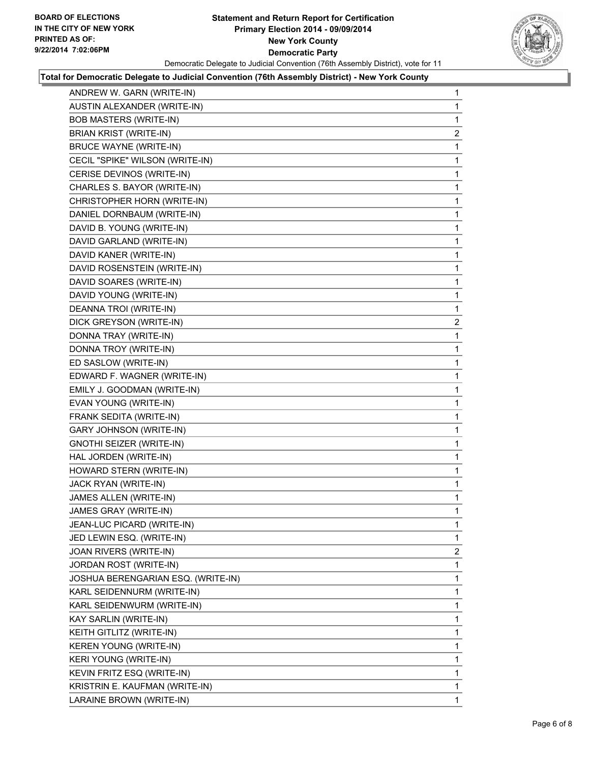**Statement and Return Report for Certification**
**Primary Election 2014 - 09/09/2014**
**New York County**
**Democratic Party**
Democratic Delegate to Judicial Convention (76th Assembly District), vote for 11

BOARD OF ELECTIONS
IN THE CITY OF NEW YORK
PRINTED AS OF:
9/22/2014 7:02:06PM

**Total for Democratic Delegate to Judicial Convention (76th Assembly District) - New York County**

| | |
|---|---|
| ANDREW W. GARN (WRITE-IN) | 1 |
| AUSTIN ALEXANDER (WRITE-IN) | 1 |
| BOB MASTERS (WRITE-IN) | 1 |
| BRIAN KRIST (WRITE-IN) | 2 |
| BRUCE WAYNE (WRITE-IN) | 1 |
| CECIL "SPIKE" WILSON (WRITE-IN) | 1 |
| CERISE DEVINOS (WRITE-IN) | 1 |
| CHARLES S. BAYOR (WRITE-IN) | 1 |
| CHRISTOPHER HORN (WRITE-IN) | 1 |
| DANIEL DORNBAUM (WRITE-IN) | 1 |
| DAVID B. YOUNG (WRITE-IN) | 1 |
| DAVID GARLAND (WRITE-IN) | 1 |
| DAVID KANER (WRITE-IN) | 1 |
| DAVID ROSENSTEIN (WRITE-IN) | 1 |
| DAVID SOARES (WRITE-IN) | 1 |
| DAVID YOUNG (WRITE-IN) | 1 |
| DEANNA TROI (WRITE-IN) | 1 |
| DICK GREYSON (WRITE-IN) | 2 |
| DONNA TRAY (WRITE-IN) | 1 |
| DONNA TROY (WRITE-IN) | 1 |
| ED SASLOW (WRITE-IN) | 1 |
| EDWARD F. WAGNER (WRITE-IN) | 1 |
| EMILY J. GOODMAN (WRITE-IN) | 1 |
| EVAN YOUNG (WRITE-IN) | 1 |
| FRANK SEDITA (WRITE-IN) | 1 |
| GARY JOHNSON (WRITE-IN) | 1 |
| GNOTHI SEIZER (WRITE-IN) | 1 |
| HAL JORDEN (WRITE-IN) | 1 |
| HOWARD STERN (WRITE-IN) | 1 |
| JACK RYAN (WRITE-IN) | 1 |
| JAMES ALLEN (WRITE-IN) | 1 |
| JAMES GRAY (WRITE-IN) | 1 |
| JEAN-LUC PICARD (WRITE-IN) | 1 |
| JED LEWIN ESQ. (WRITE-IN) | 1 |
| JOAN RIVERS (WRITE-IN) | 2 |
| JORDAN ROST (WRITE-IN) | 1 |
| JOSHUA BERENGARIAN ESQ. (WRITE-IN) | 1 |
| KARL SEIDENNURM (WRITE-IN) | 1 |
| KARL SEIDENWURM (WRITE-IN) | 1 |
| KAY SARLIN (WRITE-IN) | 1 |
| KEITH GITLITZ (WRITE-IN) | 1 |
| KEREN YOUNG (WRITE-IN) | 1 |
| KERI YOUNG (WRITE-IN) | 1 |
| KEVIN FRITZ ESQ (WRITE-IN) | 1 |
| KRISTRIN E. KAUFMAN (WRITE-IN) | 1 |
| LARAINE BROWN (WRITE-IN) | 1 |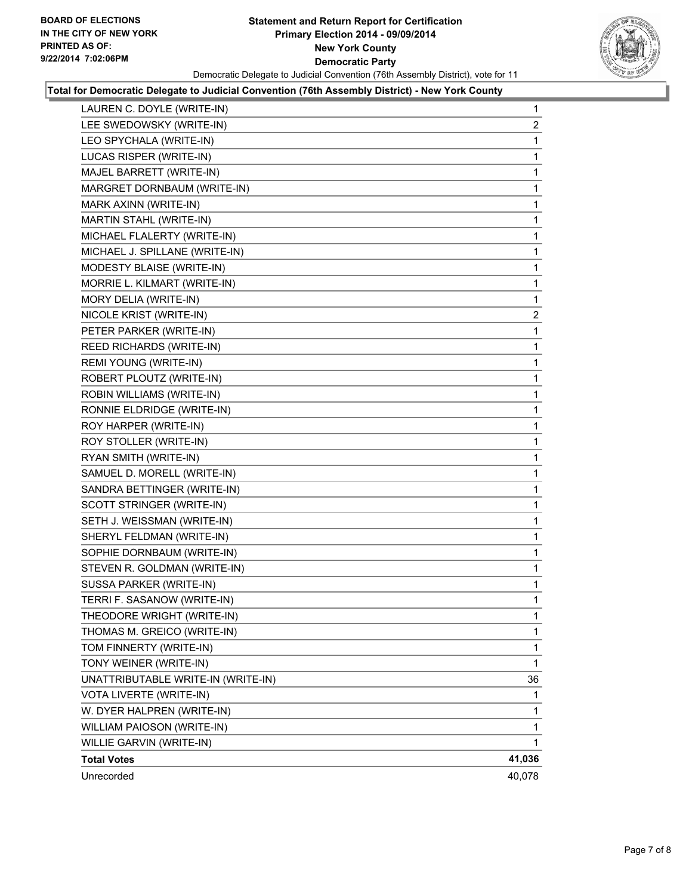**Statement and Return Report for Certification**
**Primary Election 2014 - 09/09/2014**
**New York County**
**Democratic Party**
Democratic Delegate to Judicial Convention (76th Assembly District), vote for 11

BOARD OF ELECTIONS
IN THE CITY OF NEW YORK
PRINTED AS OF:
9/22/2014 7:02:06PM

**Total for Democratic Delegate to Judicial Convention (76th Assembly District) - New York County**

| | |
|---|---|
| LAUREN C. DOYLE (WRITE-IN) | 1 |
| LEE SWEDOWSKY (WRITE-IN) | 2 |
| LEO SPYCHALA (WRITE-IN) | 1 |
| LUCAS RISPER (WRITE-IN) | 1 |
| MAJEL BARRETT (WRITE-IN) | 1 |
| MARGRET DORNBAUM (WRITE-IN) | 1 |
| MARK AXINN (WRITE-IN) | 1 |
| MARTIN STAHL (WRITE-IN) | 1 |
| MICHAEL FLALERTY (WRITE-IN) | 1 |
| MICHAEL J. SPILLANE (WRITE-IN) | 1 |
| MODESTY BLAISE (WRITE-IN) | 1 |
| MORRIE L. KILMART (WRITE-IN) | 1 |
| MORY DELIA (WRITE-IN) | 1 |
| NICOLE KRIST (WRITE-IN) | 2 |
| PETER PARKER (WRITE-IN) | 1 |
| REED RICHARDS (WRITE-IN) | 1 |
| REMI YOUNG (WRITE-IN) | 1 |
| ROBERT PLOUTZ (WRITE-IN) | 1 |
| ROBIN WILLIAMS (WRITE-IN) | 1 |
| RONNIE ELDRIDGE (WRITE-IN) | 1 |
| ROY HARPER (WRITE-IN) | 1 |
| ROY STOLLER (WRITE-IN) | 1 |
| RYAN SMITH (WRITE-IN) | 1 |
| SAMUEL D. MORELL (WRITE-IN) | 1 |
| SANDRA BETTINGER (WRITE-IN) | 1 |
| SCOTT STRINGER (WRITE-IN) | 1 |
| SETH J. WEISSMAN (WRITE-IN) | 1 |
| SHERYL FELDMAN (WRITE-IN) | 1 |
| SOPHIE DORNBAUM (WRITE-IN) | 1 |
| STEVEN R. GOLDMAN (WRITE-IN) | 1 |
| SUSSA PARKER (WRITE-IN) | 1 |
| TERRI F. SASANOW (WRITE-IN) | 1 |
| THEODORE WRIGHT (WRITE-IN) | 1 |
| THOMAS M. GREICO (WRITE-IN) | 1 |
| TOM FINNERTY (WRITE-IN) | 1 |
| TONY WEINER (WRITE-IN) | 1 |
| UNATTRIBUTABLE WRITE-IN (WRITE-IN) | 36 |
| VOTA LIVERTE (WRITE-IN) | 1 |
| W. DYER HALPREN (WRITE-IN) | 1 |
| WILLIAM PAIOSON (WRITE-IN) | 1 |
| WILLIE GARVIN (WRITE-IN) | 1 |
| **Total Votes** | **41,036** |
| Unrecorded | 40,078 |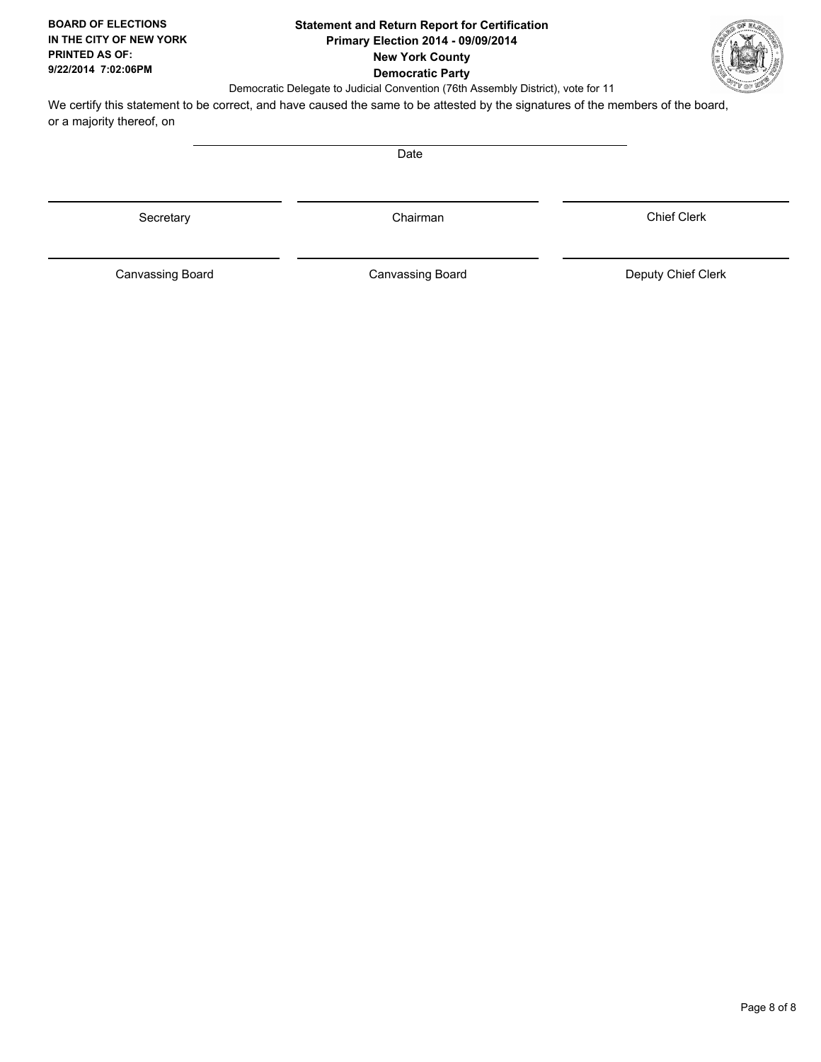**BOARD OF ELECTIONS**
**IN THE CITY OF NEW YORK**
**PRINTED AS OF:**
**9/22/2014 7:02:06PM**

**Statement and Return Report for Certification**
**Primary Election 2014 - 09/09/2014**
**New York County**
**Democratic Party**

Democratic Delegate to Judicial Convention (76th Assembly District), vote for 11

We certify this statement to be correct, and have caused the same to be attested by the signatures of the members of the board, or a majority thereof, on

\_\_\_\_\_\_\_\_\_\_\_\_\_\_\_\_\_\_\_\_\_\_\_\_\_\_\_\_\_\_\_\_\_\_\_\_\_\_\_\_
Date

| | | |
|---|---|---|
| Secretary | Chairman | Chief Clerk |
| Canvassing Board | Canvassing Board | Deputy Chief Clerk |